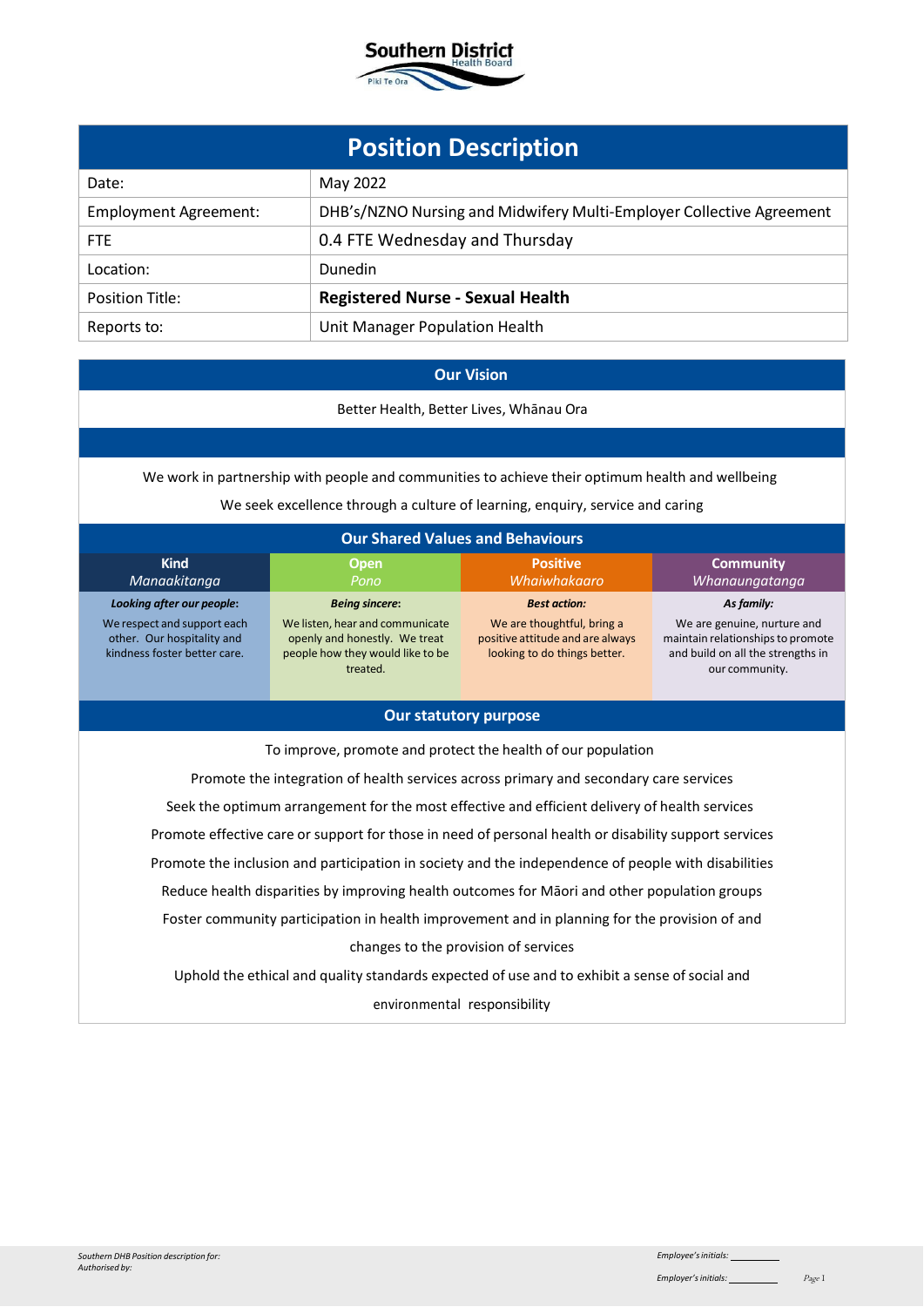Southern District Health Board

Piki Te Ora

# Position Description

| | |
|---|---|
| Date: | May 2022 |
| Employment Agreement: | DHB's/NZNO Nursing and Midwifery Multi-Employer Collective Agreement |
| FTE | 0.4 FTE Wednesday and Thursday |
| Location: | Dunedin |
| Position Title: | **Registered Nurse - Sexual Health** |
| Reports to: | Unit Manager Population Health |

## Our Vision

Better Health, Better Lives, Whānau Ora

We work in partnership with people and communities to achieve their optimum health and wellbeing

We seek excellence through a culture of learning, enquiry, service and caring

## Our Shared Values and Behaviours

| Kind *Manaakitanga* | Open *Pono* | Positive *Whaiwhakaaro* | Community *Whanaungatanga* |
|---|---|---|---|
| ***Looking after our people:*** We respect and support each other. Our hospitality and kindness foster better care. | ***Being sincere:*** We listen, hear and communicate openly and honestly. We treat people how they would like to be treated. | ***Best action:*** We are thoughtful, bring a positive attitude and are always looking to do things better. | ***As family:*** We are genuine, nurture and maintain relationships to promote and build on all the strengths in our community. |

## Our statutory purpose

To improve, promote and protect the health of our population

Promote the integration of health services across primary and secondary care services

Seek the optimum arrangement for the most effective and efficient delivery of health services

Promote effective care or support for those in need of personal health or disability support services

Promote the inclusion and participation in society and the independence of people with disabilities

Reduce health disparities by improving health outcomes for Māori and other population groups

Foster community participation in health improvement and in planning for the provision of and changes to the provision of services

Uphold the ethical and quality standards expected of use and to exhibit a sense of social and environmental responsibility

*Southern DHB Position description for:*
*Authorised by:*

*Employee's initials:* ________

*Employer's initials:* ________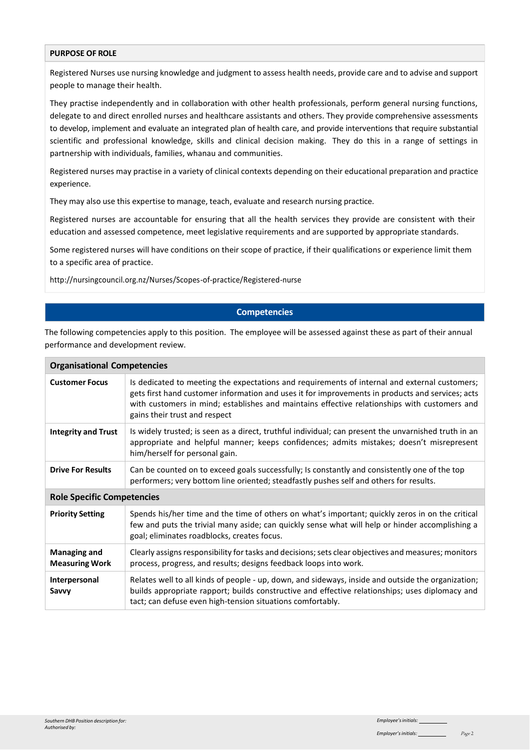## PURPOSE OF ROLE

Registered Nurses use nursing knowledge and judgment to assess health needs, provide care and to advise and support people to manage their health.

They practise independently and in collaboration with other health professionals, perform general nursing functions, delegate to and direct enrolled nurses and healthcare assistants and others. They provide comprehensive assessments to develop, implement and evaluate an integrated plan of health care, and provide interventions that require substantial scientific and professional knowledge, skills and clinical decision making. They do this in a range of settings in partnership with individuals, families, whanau and communities.

Registered nurses may practise in a variety of clinical contexts depending on their educational preparation and practice experience.

They may also use this expertise to manage, teach, evaluate and research nursing practice.

Registered nurses are accountable for ensuring that all the health services they provide are consistent with their education and assessed competence, meet legislative requirements and are supported by appropriate standards.

Some registered nurses will have conditions on their scope of practice, if their qualifications or experience limit them to a specific area of practice.

http://nursingcouncil.org.nz/Nurses/Scopes-of-practice/Registered-nurse

## Competencies

The following competencies apply to this position. The employee will be assessed against these as part of their annual performance and development review.

| **Organisational Competencies** | |
|---|---|
| **Customer Focus** | Is dedicated to meeting the expectations and requirements of internal and external customers; gets first hand customer information and uses it for improvements in products and services; acts with customers in mind; establishes and maintains effective relationships with customers and gains their trust and respect |
| **Integrity and Trust** | Is widely trusted; is seen as a direct, truthful individual; can present the unvarnished truth in an appropriate and helpful manner; keeps confidences; admits mistakes; doesn't misrepresent him/herself for personal gain. |
| **Drive For Results** | Can be counted on to exceed goals successfully; Is constantly and consistently one of the top performers; very bottom line oriented; steadfastly pushes self and others for results. |
| **Role Specific Competencies** | |
| **Priority Setting** | Spends his/her time and the time of others on what's important; quickly zeros in on the critical few and puts the trivial many aside; can quickly sense what will help or hinder accomplishing a goal; eliminates roadblocks, creates focus. |
| **Managing and Measuring Work** | Clearly assigns responsibility for tasks and decisions; sets clear objectives and measures; monitors process, progress, and results; designs feedback loops into work. |
| **Interpersonal Savvy** | Relates well to all kinds of people - up, down, and sideways, inside and outside the organization; builds appropriate rapport; builds constructive and effective relationships; uses diplomacy and tact; can defuse even high-tension situations comfortably. |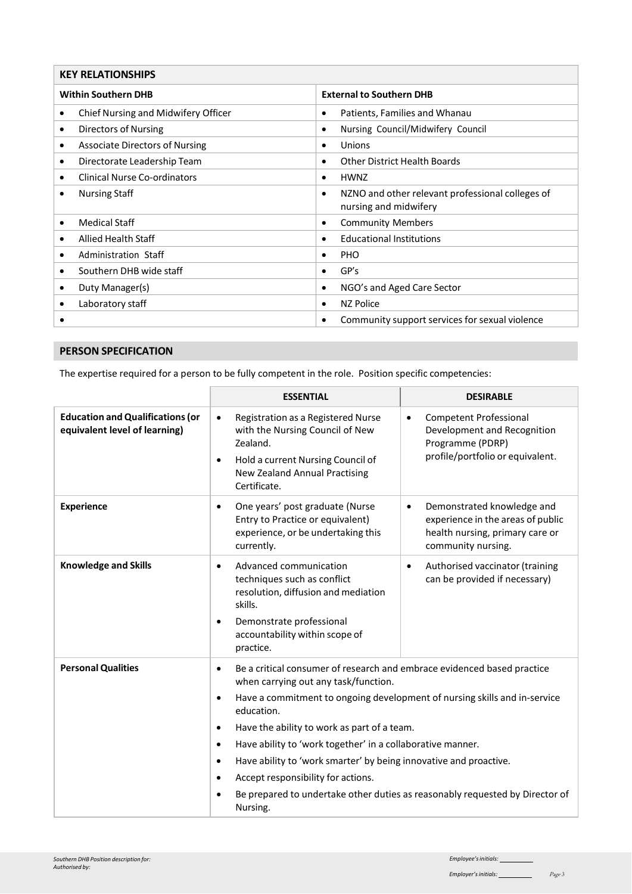| KEY RELATIONSHIPS | |
|---|---|
| **Within Southern DHB** | **External to Southern DHB** |
| • Chief Nursing and Midwifery Officer | • Patients, Families and Whanau |
| • Directors of Nursing | • Nursing Council/Midwifery Council |
| • Associate Directors of Nursing | • Unions |
| • Directorate Leadership Team | • Other District Health Boards |
| • Clinical Nurse Co-ordinators | • HWNZ |
| • Nursing Staff | • NZNO and other relevant professional colleges of nursing and midwifery |
| • Medical Staff | • Community Members |
| • Allied Health Staff | • Educational Institutions |
| • Administration Staff | • PHO |
| • Southern DHB wide staff | • GP's |
| • Duty Manager(s) | • NGO's and Aged Care Sector |
| • Laboratory staff | • NZ Police |
| • | • Community support services for sexual violence |

## PERSON SPECIFICATION

The expertise required for a person to be fully competent in the role. Position specific competencies:

| | ESSENTIAL | DESIRABLE |
|---|---|---|
| **Education and Qualifications (or equivalent level of learning)** | • Registration as a Registered Nurse with the Nursing Council of New Zealand.<br>• Hold a current Nursing Council of New Zealand Annual Practising Certificate. | • Competent Professional Development and Recognition Programme (PDRP) profile/portfolio or equivalent. |
| **Experience** | • One years' post graduate (Nurse Entry to Practice or equivalent) experience, or be undertaking this currently. | • Demonstrated knowledge and experience in the areas of public health nursing, primary care or community nursing. |
| **Knowledge and Skills** | • Advanced communication techniques such as conflict resolution, diffusion and mediation skills.<br>• Demonstrate professional accountability within scope of practice. | • Authorised vaccinator (training can be provided if necessary) |
| **Personal Qualities** | • Be a critical consumer of research and embrace evidenced based practice when carrying out any task/function.<br>• Have a commitment to ongoing development of nursing skills and in-service education.<br>• Have the ability to work as part of a team.<br>• Have ability to 'work together' in a collaborative manner.<br>• Have ability to 'work smarter' by being innovative and proactive.<br>• Accept responsibility for actions.<br>• Be prepared to undertake other duties as reasonably requested by Director of Nursing. | |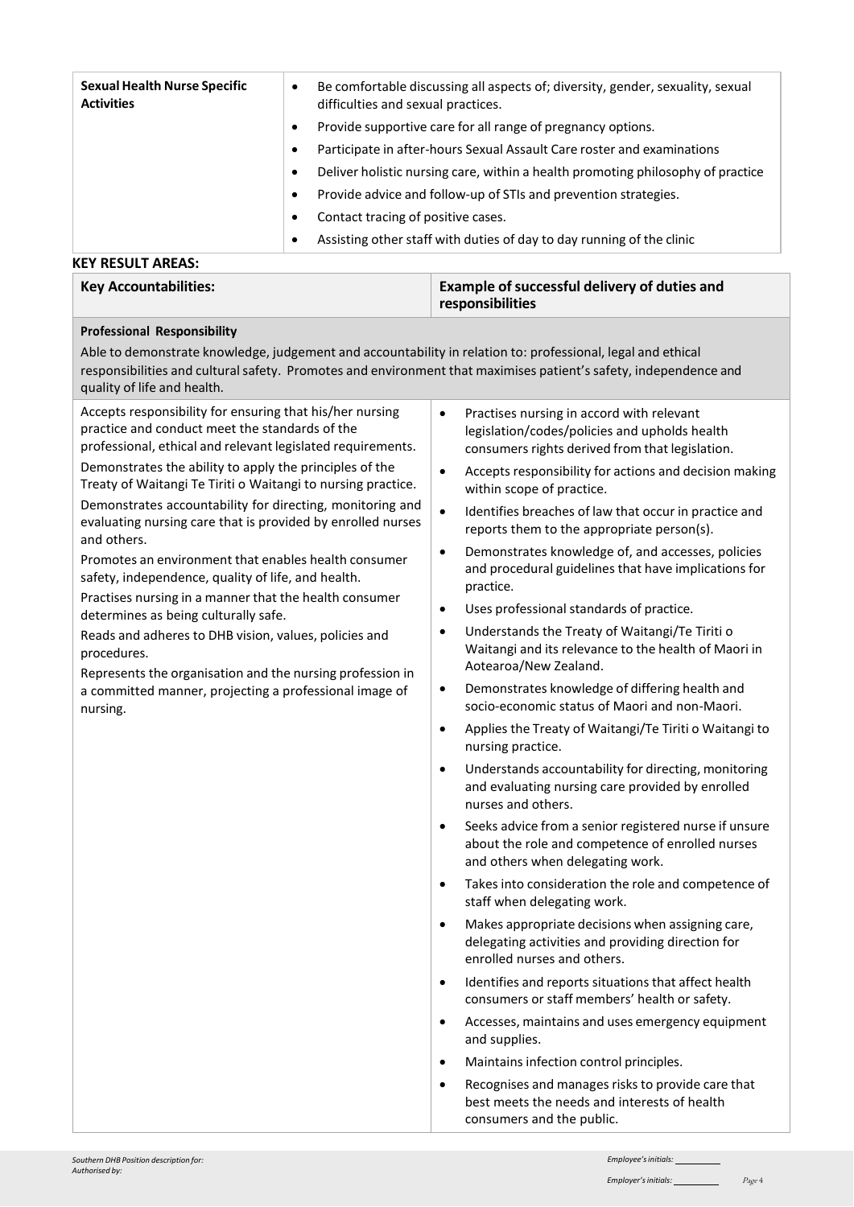| **Sexual Health Nurse Specific Activities** | <ul><li>Be comfortable discussing all aspects of; diversity, gender, sexuality, sexual difficulties and sexual practices.</li><li>Provide supportive care for all range of pregnancy options.</li><li>Participate in after-hours Sexual Assault Care roster and examinations</li><li>Deliver holistic nursing care, within a health promoting philosophy of practice</li><li>Provide advice and follow-up of STIs and prevention strategies.</li><li>Contact tracing of positive cases.</li><li>Assisting other staff with duties of day to day running of the clinic</li></ul> |
|---|---|

**KEY RESULT AREAS:**

| **Key Accountabilities:** | **Example of successful delivery of duties and responsibilities** |
|---|---|
| **Professional Responsibility**<br>Able to demonstrate knowledge, judgement and accountability in relation to: professional, legal and ethical responsibilities and cultural safety. Promotes and environment that maximises patient's safety, independence and quality of life and health. | |
| Accepts responsibility for ensuring that his/her nursing practice and conduct meet the standards of the professional, ethical and relevant legislated requirements.<br>Demonstrates the ability to apply the principles of the Treaty of Waitangi Te Tiriti o Waitangi to nursing practice.<br>Demonstrates accountability for directing, monitoring and evaluating nursing care that is provided by enrolled nurses and others.<br>Promotes an environment that enables health consumer safety, independence, quality of life, and health.<br>Practises nursing in a manner that the health consumer determines as being culturally safe.<br>Reads and adheres to DHB vision, values, policies and procedures.<br>Represents the organisation and the nursing profession in a committed manner, projecting a professional image of nursing. | <ul><li>Practises nursing in accord with relevant legislation/codes/policies and upholds health consumers rights derived from that legislation.</li><li>Accepts responsibility for actions and decision making within scope of practice.</li><li>Identifies breaches of law that occur in practice and reports them to the appropriate person(s).</li><li>Demonstrates knowledge of, and accesses, policies and procedural guidelines that have implications for practice.</li><li>Uses professional standards of practice.</li><li>Understands the Treaty of Waitangi/Te Tiriti o Waitangi and its relevance to the health of Maori in Aotearoa/New Zealand.</li><li>Demonstrates knowledge of differing health and socio-economic status of Maori and non-Maori.</li><li>Applies the Treaty of Waitangi/Te Tiriti o Waitangi to nursing practice.</li><li>Understands accountability for directing, monitoring and evaluating nursing care provided by enrolled nurses and others.</li><li>Seeks advice from a senior registered nurse if unsure about the role and competence of enrolled nurses and others when delegating work.</li><li>Takes into consideration the role and competence of staff when delegating work.</li><li>Makes appropriate decisions when assigning care, delegating activities and providing direction for enrolled nurses and others.</li><li>Identifies and reports situations that affect health consumers or staff members' health or safety.</li><li>Accesses, maintains and uses emergency equipment and supplies.</li><li>Maintains infection control principles.</li><li>Recognises and manages risks to provide care that best meets the needs and interests of health consumers and the public.</li></ul> |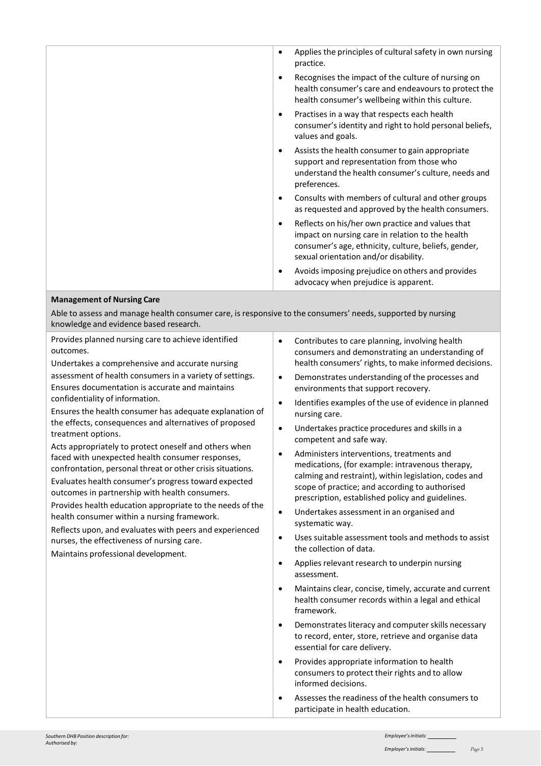| | |
|---|---|
| | • Applies the principles of cultural safety in own nursing practice.<br>• Recognises the impact of the culture of nursing on health consumer's care and endeavours to protect the health consumer's wellbeing within this culture.<br>• Practises in a way that respects each health consumer's identity and right to hold personal beliefs, values and goals.<br>• Assists the health consumer to gain appropriate support and representation from those who understand the health consumer's culture, needs and preferences.<br>• Consults with members of cultural and other groups as requested and approved by the health consumers.<br>• Reflects on his/her own practice and values that impact on nursing care in relation to the health consumer's age, ethnicity, culture, beliefs, gender, sexual orientation and/or disability.<br>• Avoids imposing prejudice on others and provides advocacy when prejudice is apparent. |
| **Management of Nursing Care**<br>Able to assess and manage health consumer care, is responsive to the consumers' needs, supported by nursing knowledge and evidence based research. | |
| Provides planned nursing care to achieve identified outcomes.<br>Undertakes a comprehensive and accurate nursing assessment of health consumers in a variety of settings.<br>Ensures documentation is accurate and maintains confidentiality of information.<br>Ensures the health consumer has adequate explanation of the effects, consequences and alternatives of proposed treatment options.<br>Acts appropriately to protect oneself and others when faced with unexpected health consumer responses, confrontation, personal threat or other crisis situations.<br>Evaluates health consumer's progress toward expected outcomes in partnership with health consumers.<br>Provides health education appropriate to the needs of the health consumer within a nursing framework.<br>Reflects upon, and evaluates with peers and experienced nurses, the effectiveness of nursing care.<br>Maintains professional development. | • Contributes to care planning, involving health consumers and demonstrating an understanding of health consumers' rights, to make informed decisions.<br>• Demonstrates understanding of the processes and environments that support recovery.<br>• Identifies examples of the use of evidence in planned nursing care.<br>• Undertakes practice procedures and skills in a competent and safe way.<br>• Administers interventions, treatments and medications, (for example: intravenous therapy, calming and restraint), within legislation, codes and scope of practice; and according to authorised prescription, established policy and guidelines.<br>• Undertakes assessment in an organised and systematic way.<br>• Uses suitable assessment tools and methods to assist the collection of data.<br>• Applies relevant research to underpin nursing assessment.<br>• Maintains clear, concise, timely, accurate and current health consumer records within a legal and ethical framework.<br>• Demonstrates literacy and computer skills necessary to record, enter, store, retrieve and organise data essential for care delivery.<br>• Provides appropriate information to health consumers to protect their rights and to allow informed decisions.<br>• Assesses the readiness of the health consumers to participate in health education. |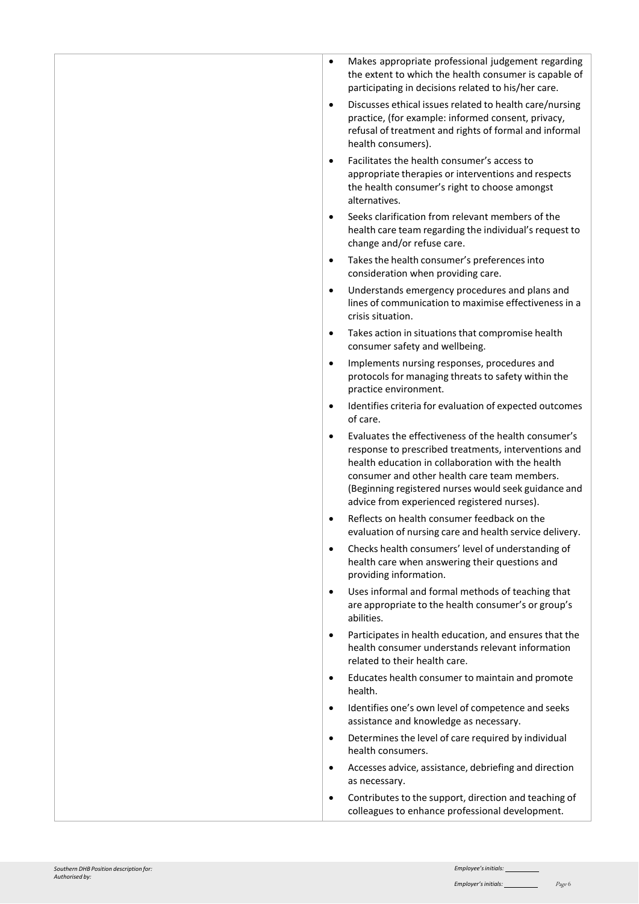| | |
|---|---|
| | • Makes appropriate professional judgement regarding the extent to which the health consumer is capable of participating in decisions related to his/her care.<br>• Discusses ethical issues related to health care/nursing practice, (for example: informed consent, privacy, refusal of treatment and rights of formal and informal health consumers).<br>• Facilitates the health consumer's access to appropriate therapies or interventions and respects the health consumer's right to choose amongst alternatives.<br>• Seeks clarification from relevant members of the health care team regarding the individual's request to change and/or refuse care.<br>• Takes the health consumer's preferences into consideration when providing care.<br>• Understands emergency procedures and plans and lines of communication to maximise effectiveness in a crisis situation.<br>• Takes action in situations that compromise health consumer safety and wellbeing.<br>• Implements nursing responses, procedures and protocols for managing threats to safety within the practice environment.<br>• Identifies criteria for evaluation of expected outcomes of care.<br>• Evaluates the effectiveness of the health consumer's response to prescribed treatments, interventions and health education in collaboration with the health consumer and other health care team members. (Beginning registered nurses would seek guidance and advice from experienced registered nurses).<br>• Reflects on health consumer feedback on the evaluation of nursing care and health service delivery.<br>• Checks health consumers' level of understanding of health care when answering their questions and providing information.<br>• Uses informal and formal methods of teaching that are appropriate to the health consumer's or group's abilities.<br>• Participates in health education, and ensures that the health consumer understands relevant information related to their health care.<br>• Educates health consumer to maintain and promote health.<br>• Identifies one's own level of competence and seeks assistance and knowledge as necessary.<br>• Determines the level of care required by individual health consumers.<br>• Accesses advice, assistance, debriefing and direction as necessary.<br>• Contributes to the support, direction and teaching of colleagues to enhance professional development. |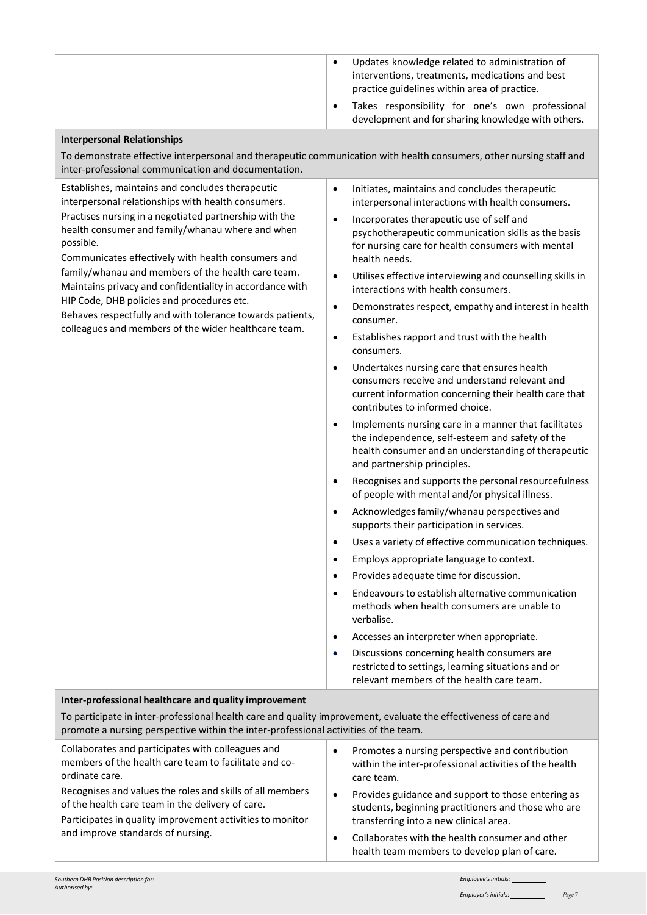| | |
|---|---|
| | - Updates knowledge related to administration of interventions, treatments, medications and best practice guidelines within area of practice.<br>- Takes responsibility for one's own professional development and for sharing knowledge with others. |

**Interpersonal Relationships**

To demonstrate effective interpersonal and therapeutic communication with health consumers, other nursing staff and inter-professional communication and documentation.

| | |
|---|---|
| Establishes, maintains and concludes therapeutic interpersonal relationships with health consumers.<br>Practises nursing in a negotiated partnership with the health consumer and family/whanau where and when possible.<br>Communicates effectively with health consumers and family/whanau and members of the health care team.<br>Maintains privacy and confidentiality in accordance with HIP Code, DHB policies and procedures etc.<br>Behaves respectfully and with tolerance towards patients, colleagues and members of the wider healthcare team. | - Initiates, maintains and concludes therapeutic interpersonal interactions with health consumers.<br>- Incorporates therapeutic use of self and psychotherapeutic communication skills as the basis for nursing care for health consumers with mental health needs.<br>- Utilises effective interviewing and counselling skills in interactions with health consumers.<br>- Demonstrates respect, empathy and interest in health consumer.<br>- Establishes rapport and trust with the health consumers.<br>- Undertakes nursing care that ensures health consumers receive and understand relevant and current information concerning their health care that contributes to informed choice.<br>- Implements nursing care in a manner that facilitates the independence, self-esteem and safety of the health consumer and an understanding of therapeutic and partnership principles.<br>- Recognises and supports the personal resourcefulness of people with mental and/or physical illness.<br>- Acknowledges family/whanau perspectives and supports their participation in services.<br>- Uses a variety of effective communication techniques.<br>- Employs appropriate language to context.<br>- Provides adequate time for discussion.<br>- Endeavours to establish alternative communication methods when health consumers are unable to verbalise.<br>- Accesses an interpreter when appropriate.<br>- Discussions concerning health consumers are restricted to settings, learning situations and or relevant members of the health care team. |

**Inter-professional healthcare and quality improvement**

To participate in inter-professional health care and quality improvement, evaluate the effectiveness of care and promote a nursing perspective within the inter-professional activities of the team.

| | |
|---|---|
| Collaborates and participates with colleagues and members of the health care team to facilitate and co-ordinate care.<br>Recognises and values the roles and skills of all members of the health care team in the delivery of care.<br>Participates in quality improvement activities to monitor and improve standards of nursing. | - Promotes a nursing perspective and contribution within the inter-professional activities of the health care team.<br>- Provides guidance and support to those entering as students, beginning practitioners and those who are transferring into a new clinical area.<br>- Collaborates with the health consumer and other health team members to develop plan of care. |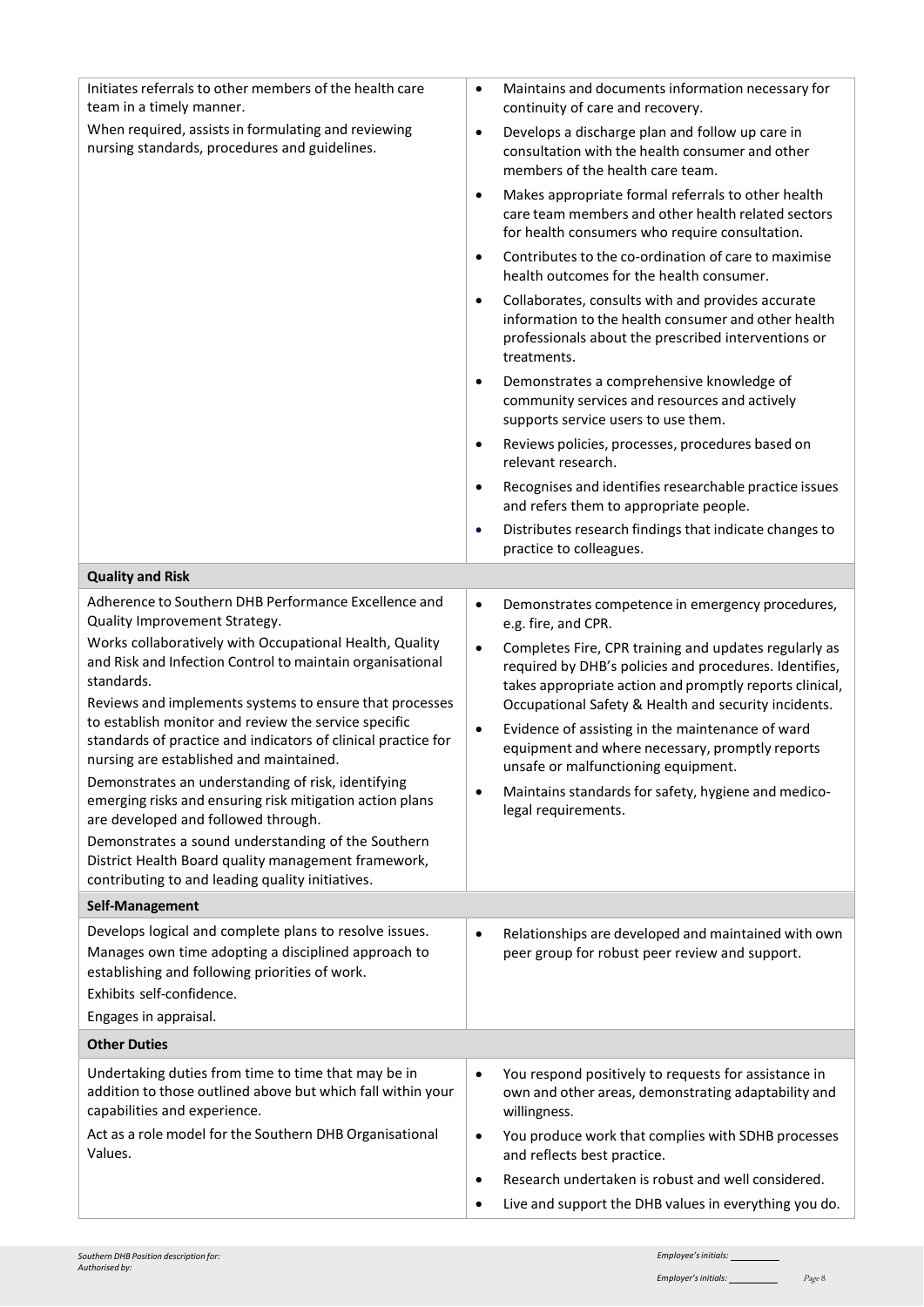| | |
|---|---|
| Initiates referrals to other members of the health care team in a timely manner.<br>When required, assists in formulating and reviewing nursing standards, procedures and guidelines. | • Maintains and documents information necessary for continuity of care and recovery.<br>• Develops a discharge plan and follow up care in consultation with the health consumer and other members of the health care team.<br>• Makes appropriate formal referrals to other health care team members and other health related sectors for health consumers who require consultation.<br>• Contributes to the co-ordination of care to maximise health outcomes for the health consumer.<br>• Collaborates, consults with and provides accurate information to the health consumer and other health professionals about the prescribed interventions or treatments.<br>• Demonstrates a comprehensive knowledge of community services and resources and actively supports service users to use them.<br>• Reviews policies, processes, procedures based on relevant research.<br>• Recognises and identifies researchable practice issues and refers them to appropriate people.<br>• Distributes research findings that indicate changes to practice to colleagues. |
| **Quality and Risk** | |
| Adherence to Southern DHB Performance Excellence and Quality Improvement Strategy.<br>Works collaboratively with Occupational Health, Quality and Risk and Infection Control to maintain organisational standards.<br>Reviews and implements systems to ensure that processes to establish monitor and review the service specific standards of practice and indicators of clinical practice for nursing are established and maintained.<br>Demonstrates an understanding of risk, identifying emerging risks and ensuring risk mitigation action plans are developed and followed through.<br>Demonstrates a sound understanding of the Southern District Health Board quality management framework, contributing to and leading quality initiatives. | • Demonstrates competence in emergency procedures, e.g. fire, and CPR.<br>• Completes Fire, CPR training and updates regularly as required by DHB's policies and procedures. Identifies, takes appropriate action and promptly reports clinical, Occupational Safety & Health and security incidents.<br>• Evidence of assisting in the maintenance of ward equipment and where necessary, promptly reports unsafe or malfunctioning equipment.<br>• Maintains standards for safety, hygiene and medico-legal requirements. |
| **Self-Management** | |
| Develops logical and complete plans to resolve issues.<br>Manages own time adopting a disciplined approach to establishing and following priorities of work.<br>Exhibits self-confidence.<br>Engages in appraisal. | • Relationships are developed and maintained with own peer group for robust peer review and support. |
| **Other Duties** | |
| Undertaking duties from time to time that may be in addition to those outlined above but which fall within your capabilities and experience.<br>Act as a role model for the Southern DHB Organisational Values. | • You respond positively to requests for assistance in own and other areas, demonstrating adaptability and willingness.<br>• You produce work that complies with SDHB processes and reflects best practice.<br>• Research undertaken is robust and well considered.<br>• Live and support the DHB values in everything you do. |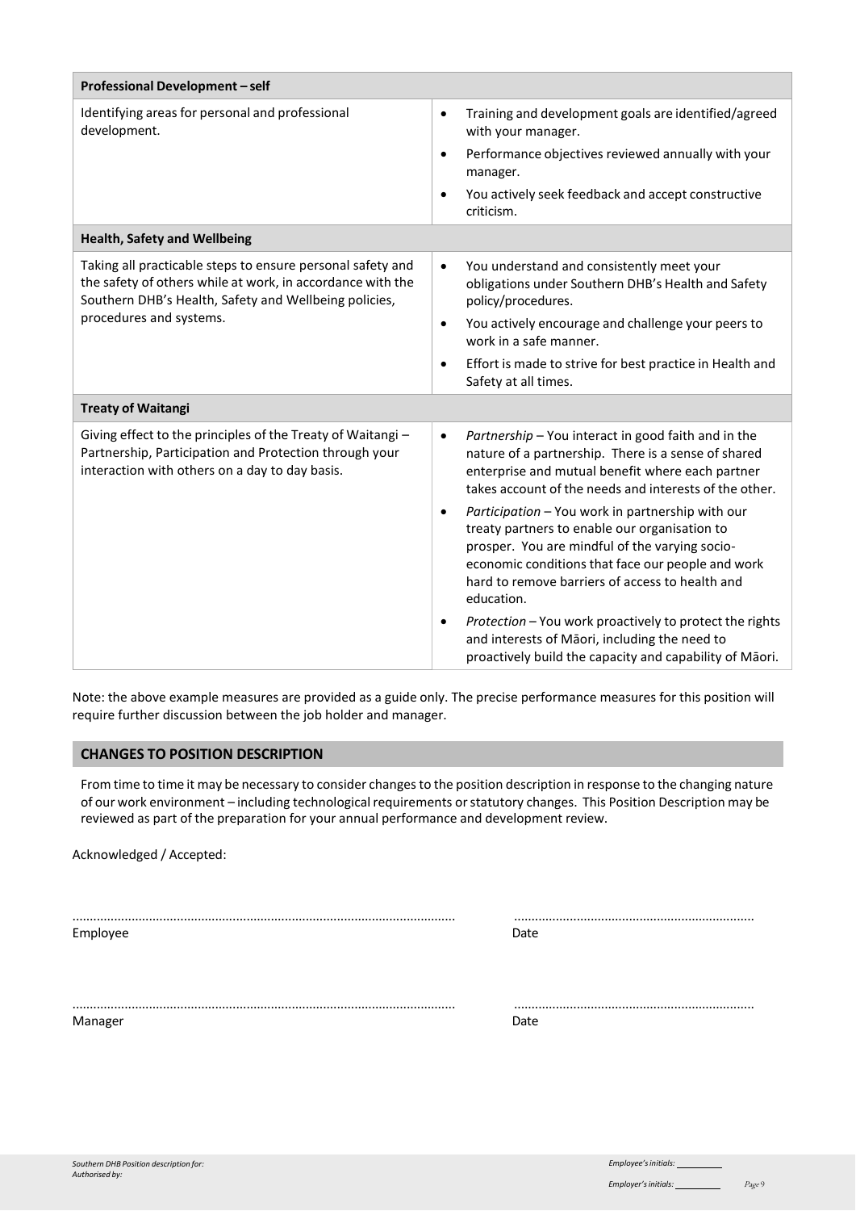| | |
|---|---|
| **Professional Development – self** | |
| Identifying areas for personal and professional development. | • Training and development goals are identified/agreed with your manager.<br>• Performance objectives reviewed annually with your manager.<br>• You actively seek feedback and accept constructive criticism. |
| **Health, Safety and Wellbeing** | |
| Taking all practicable steps to ensure personal safety and the safety of others while at work, in accordance with the Southern DHB's Health, Safety and Wellbeing policies, procedures and systems. | • You understand and consistently meet your obligations under Southern DHB's Health and Safety policy/procedures.<br>• You actively encourage and challenge your peers to work in a safe manner.<br>• Effort is made to strive for best practice in Health and Safety at all times. |
| **Treaty of Waitangi** | |
| Giving effect to the principles of the Treaty of Waitangi – Partnership, Participation and Protection through your interaction with others on a day to day basis. | • *Partnership* – You interact in good faith and in the nature of a partnership. There is a sense of shared enterprise and mutual benefit where each partner takes account of the needs and interests of the other.<br>• *Participation* – You work in partnership with our treaty partners to enable our organisation to prosper. You are mindful of the varying socio-economic conditions that face our people and work hard to remove barriers of access to health and education.<br>• *Protection* – You work proactively to protect the rights and interests of Māori, including the need to proactively build the capacity and capability of Māori. |

Note: the above example measures are provided as a guide only. The precise performance measures for this position will require further discussion between the job holder and manager.

## CHANGES TO POSITION DESCRIPTION

From time to time it may be necessary to consider changes to the position description in response to the changing nature of our work environment – including technological requirements or statutory changes. This Position Description may be reviewed as part of the preparation for your annual performance and development review.

Acknowledged / Accepted:

............................................................................................................ ....................................................................

Employee Date

............................................................................................................ ....................................................................

Manager Date